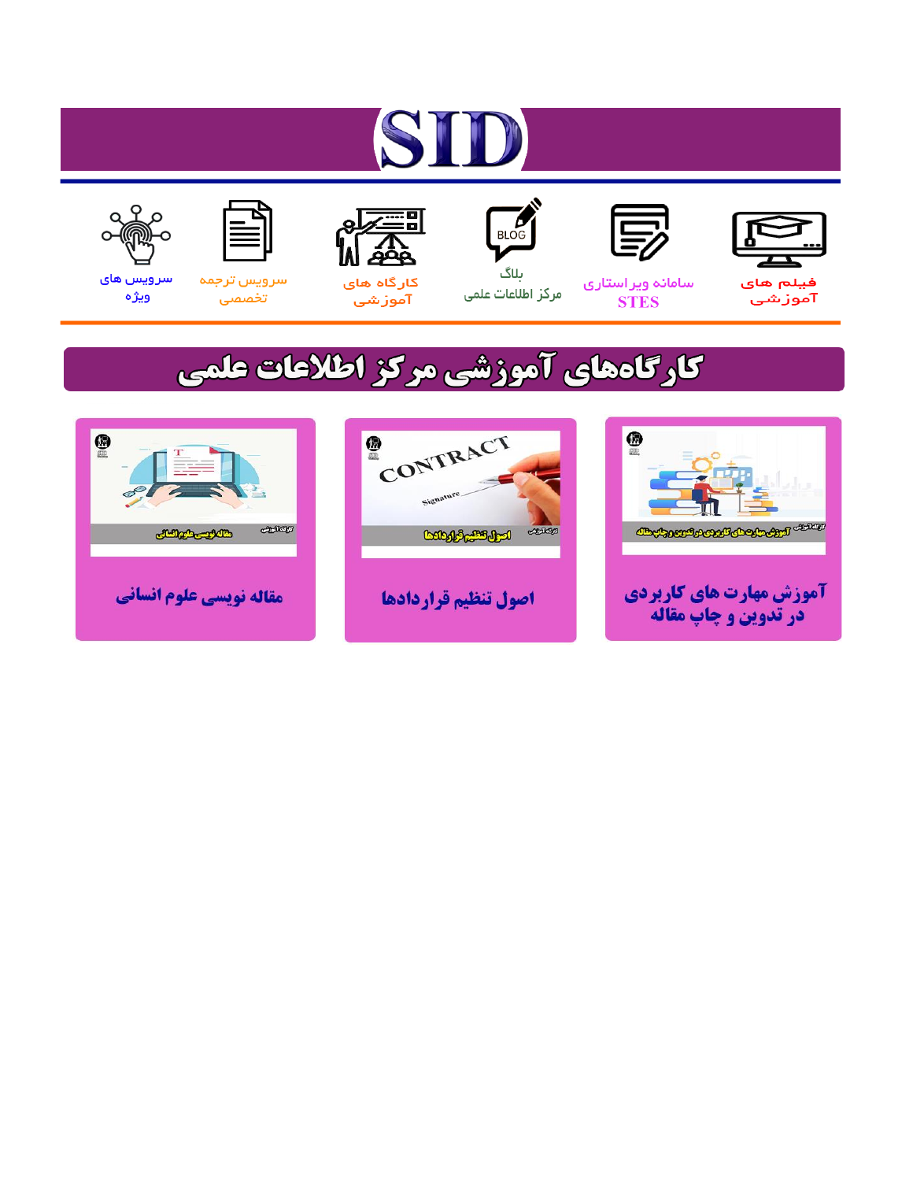# SID

فیلم های آموزشی

سامانه ویراستاری STES

بلاگ مرکز اطلاعات علمی

کارگاه های آموزشی

سرویس ترجمه تخصصی

سرویس های ویژه

## کارگاه‌های آموزشی مرکز اطلاعات علمی

آموزش مهارت های کاربردی در تدوین و چاپ مقاله

اصول تنظیم قراردادها

مقاله نویسی علوم انسانی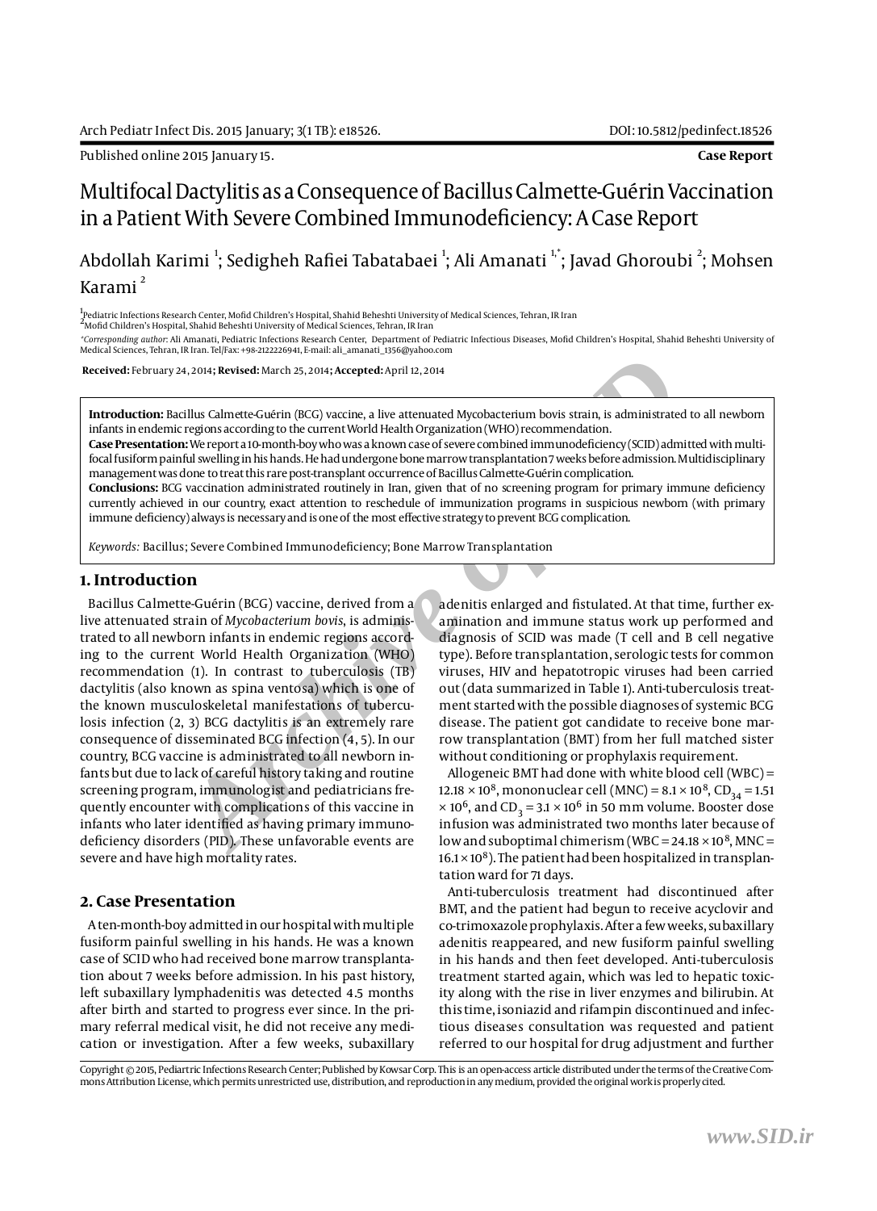# Multifocal Dactylitis as a Consequence of Bacillus Calmette-Guérin Vaccination in a Patient With Severe Combined Immunodeficiency: A Case Report

Abdollah Karimi [1]; Sedigheh Rafiei Tabatabaei [1]; Ali Amanati [1,*]; Javad Ghoroubi [2]; Mohsen Karami [2]

[1] Pediatric Infections Research Center, Mofid Children's Hospital, Shahid Beheshti University of Medical Sciences, Tehran, IR Iran
[2] Mofid Children's Hospital, Shahid Beheshti University of Medical Sciences, Tehran, IR Iran

*Corresponding author: Ali Amanati, Pediatric Infections Research Center, Department of Pediatric Infectious Diseases, Mofid Children's Hospital, Shahid Beheshti University of Medical Sciences, Tehran, IR Iran. Tel/Fax: +98-2122226941, E-mail: ali_amanati_1356@yahoo.com

**Received:** February 24, 2014; **Revised:** March 25, 2014; **Accepted:** April 12, 2014

**Introduction:** Bacillus Calmette-Guérin (BCG) vaccine, a live attenuated Mycobacterium bovis strain, is administrated to all newborn infants in endemic regions according to the current World Health Organization (WHO) recommendation.

**Case Presentation:** We report a 10-month-boy who was a known case of severe combined immunodeficiency (SCID) admitted with multifocal fusiform painful swelling in his hands. He had undergone bone marrow transplantation 7 weeks before admission. Multidisciplinary management was done to treat this rare post-transplant occurrence of Bacillus Calmette-Guérin complication.

**Conclusions:** BCG vaccination administrated routinely in Iran, given that of no screening program for primary immune deficiency currently achieved in our country, exact attention to reschedule of immunization programs in suspicious newborn (with primary immune deficiency) always is necessary and is one of the most effective strategy to prevent BCG complication.

*Keywords:* Bacillus; Severe Combined Immunodeficiency; Bone Marrow Transplantation

## 1. Introduction

Bacillus Calmette-Guérin (BCG) vaccine, derived from a live attenuated strain of *Mycobacterium bovis*, is administrated to all newborn infants in endemic regions according to the current World Health Organization (WHO) recommendation (1). In contrast to tuberculosis (TB) dactylitis (also known as spina ventosa) which is one of the known musculoskeletal manifestations of tuberculosis infection (2, 3) BCG dactylitis is an extremely rare consequence of disseminated BCG infection (4, 5). In our country, BCG vaccine is administrated to all newborn infants but due to lack of careful history taking and routine screening program, immunologist and pediatricians frequently encounter with complications of this vaccine in infants who later identified as having primary immunodeficiency disorders (PID). These unfavorable events are severe and have high mortality rates.

## 2. Case Presentation

A ten-month-boy admitted in our hospital with multiple fusiform painful swelling in his hands. He was a known case of SCID who had received bone marrow transplantation about 7 weeks before admission. In his past history, left subaxillary lymphadenitis was detected 4.5 months after birth and started to progress ever since. In the primary referral medical visit, he did not receive any medication or investigation. After a few weeks, subaxillary adenitis enlarged and fistulated. At that time, further examination and immune status work up performed and diagnosis of SCID was made (T cell and B cell negative type). Before transplantation, serologic tests for common viruses, HIV and hepatotropic viruses had been carried out (data summarized in Table 1). Anti-tuberculosis treatment started with the possible diagnoses of systemic BCG disease. The patient got candidate to receive bone marrow transplantation (BMT) from her full matched sister without conditioning or prophylaxis requirement.

Allogeneic BMT had done with white blood cell (WBC) = $12.18 \times 10^8$, mononuclear cell (MNC) = $8.1 \times 10^8$, $CD_{34} = 1.51 \times 10^6$, and $CD_3 = 3.1 \times 10^6$ in 50 mm volume. Booster dose infusion was administrated two months later because of low and suboptimal chimerism (WBC = $24.18 \times 10^8$, MNC = $16.1 \times 10^8$). The patient had been hospitalized in transplantation ward for 71 days.

Anti-tuberculosis treatment had discontinued after BMT, and the patient had begun to receive acyclovir and co-trimoxazole prophylaxis. After a few weeks, subaxillary adenitis reappeared, and new fusiform painful swelling in his hands and then feet developed. Anti-tuberculosis treatment started again, which was led to hepatic toxicity along with the rise in liver enzymes and bilirubin. At this time, isoniazid and rifampin discontinued and infectious diseases consultation was requested and patient referred to our hospital for drug adjustment and further

Copyright © 2015, Pediatric Infections Research Center; Published by Kowsar Corp. This is an open-access article distributed under the terms of the Creative Commons Attribution License, which permits unrestricted use, distribution, and reproduction in any medium, provided the original work is properly cited.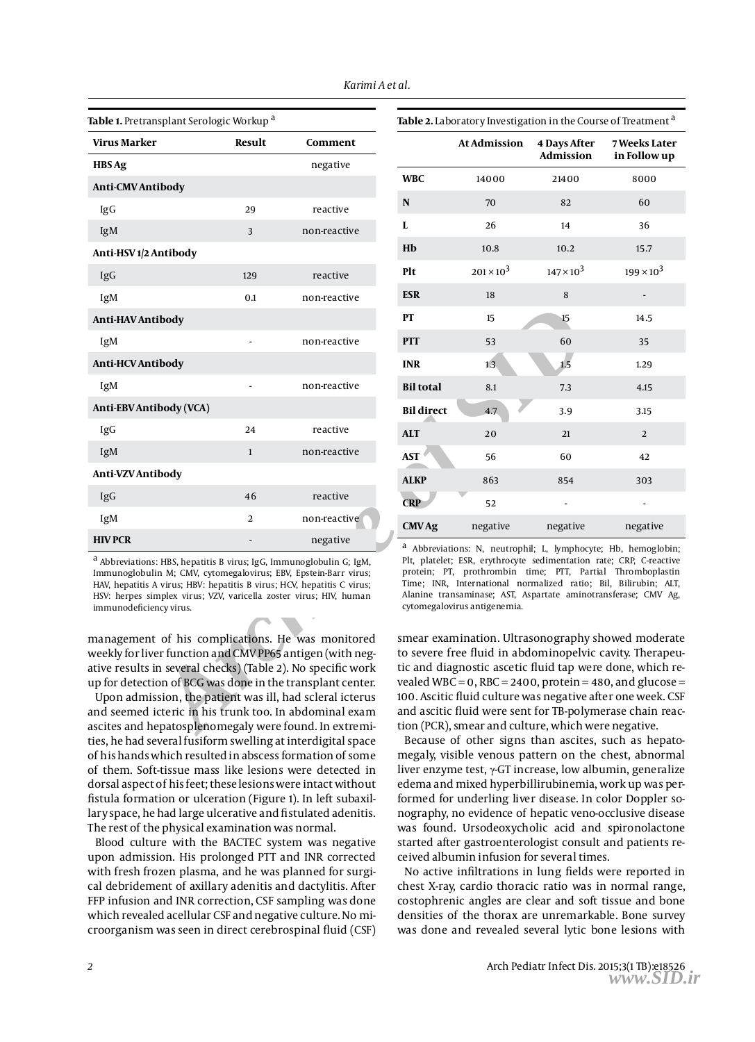**Table 1.** Pretransplant Serologic Workup [a]

| Virus Marker | Result | Comment |
|---|---|---|
| **HBS Ag** | | negative |
| **Anti-CMV Antibody** | | |
| IgG | 29 | reactive |
| IgM | 3 | non-reactive |
| **Anti-HSV 1/2 Antibody** | | |
| IgG | 129 | reactive |
| IgM | 0.1 | non-reactive |
| **Anti-HAV Antibody** | | |
| IgM | - | non-reactive |
| **Anti-HCV Antibody** | | |
| IgM | - | non-reactive |
| **Anti-EBV Antibody (VCA)** | | |
| IgG | 24 | reactive |
| IgM | 1 | non-reactive |
| **Anti-VZV Antibody** | | |
| IgG | 46 | reactive |
| IgM | 2 | non-reactive |
| **HIV PCR** | - | negative |

[a] Abbreviations: HBS, hepatitis B virus; IgG, Immunoglobulin G; IgM, Immunoglobulin M; CMV, cytomegalovirus; EBV, Epstein-Barr virus; HAV, hepatitis A virus; HBV: hepatitis B virus; HCV, hepatitis C virus; HSV: herpes simplex virus; VZV, varicella zoster virus; HIV, human immunodeficiency virus.

**Table 2.** Laboratory Investigation in the Course of Treatment [a]

| | At Admission | 4 Days After Admission | 7 Weeks Later in Follow up |
|---|---|---|---|
| **WBC** | 14000 | 21400 | 8000 |
| **N** | 70 | 82 | 60 |
| **L** | 26 | 14 | 36 |
| **Hb** | 10.8 | 10.2 | 15.7 |
| **Plt** | $201 \times 10^3$ | $147 \times 10^3$ | $199 \times 10^3$ |
| **ESR** | 18 | 8 | - |
| **PT** | 15 | 15 | 14.5 |
| **PTT** | 53 | 60 | 35 |
| **INR** | 1.3 | 1.5 | 1.29 |
| **Bil total** | 8.1 | 7.3 | 4.15 |
| **Bil direct** | 4.7 | 3.9 | 3.15 |
| **ALT** | 20 | 21 | 2 |
| **AST** | 56 | 60 | 42 |
| **ALKP** | 863 | 854 | 303 |
| **CRP** | 52 | - | - |
| **CMV Ag** | negative | negative | negative |

[a] Abbreviations: N, neutrophil; L, lymphocyte; Hb, hemoglobin; Plt, platelet; ESR, erythrocyte sedimentation rate; CRP, C-reactive protein; PT, prothrombin time; PTT, Partial Thromboplastin Time; INR, International normalized ratio; Bil, Bilirubin; ALT, Alanine transaminase; AST, Aspartate aminotransferase; CMV Ag, cytomegalovirus antigenemia.

management of his complications. He was monitored weekly for liver function and CMV PP65 antigen (with negative results in several checks) (Table 2). No specific work up for detection of BCG was done in the transplant center.

Upon admission, the patient was ill, had scleral icterus and seemed icteric in his trunk too. In abdominal exam ascites and hepatosplenomegaly were found. In extremities, he had several fusiform swelling at interdigital space of his hands which resulted in abscess formation of some of them. Soft-tissue mass like lesions were detected in dorsal aspect of his feet; these lesions were intact without fistula formation or ulceration (Figure 1). In left subaxillary space, he had large ulcerative and fistulated adenitis. The rest of the physical examination was normal.

Blood culture with the BACTEC system was negative upon admission. His prolonged PTT and INR corrected with fresh frozen plasma, and he was planned for surgical debridement of axillary adenitis and dactylitis. After FFP infusion and INR correction, CSF sampling was done which revealed acellular CSF and negative culture. No microorganism was seen in direct cerebrospinal fluid (CSF) smear examination. Ultrasonography showed moderate to severe free fluid in abdominopelvic cavity. Therapeutic and diagnostic ascetic fluid tap were done, which revealed WBC = 0, RBC = 2400, protein = 480, and glucose = 100. Ascitic fluid culture was negative after one week. CSF and ascitic fluid were sent for TB-polymerase chain reaction (PCR), smear and culture, which were negative.

Because of other signs than ascites, such as hepatomegaly, visible venous pattern on the chest, abnormal liver enzyme test, γ-GT increase, low albumin, generalize edema and mixed hyperbillirubinemia, work up was performed for underling liver disease. In color Doppler sonography, no evidence of hepatic veno-occlusive disease was found. Ursodeoxycholic acid and spironolactone started after gastroenterologist consult and patients received albumin infusion for several times.

No active infiltrations in lung fields were reported in chest X-ray, cardio thoracic ratio was in normal range, costophrenic angles are clear and soft tissue and bone densities of the thorax are unremarkable. Bone survey was done and revealed several lytic bone lesions with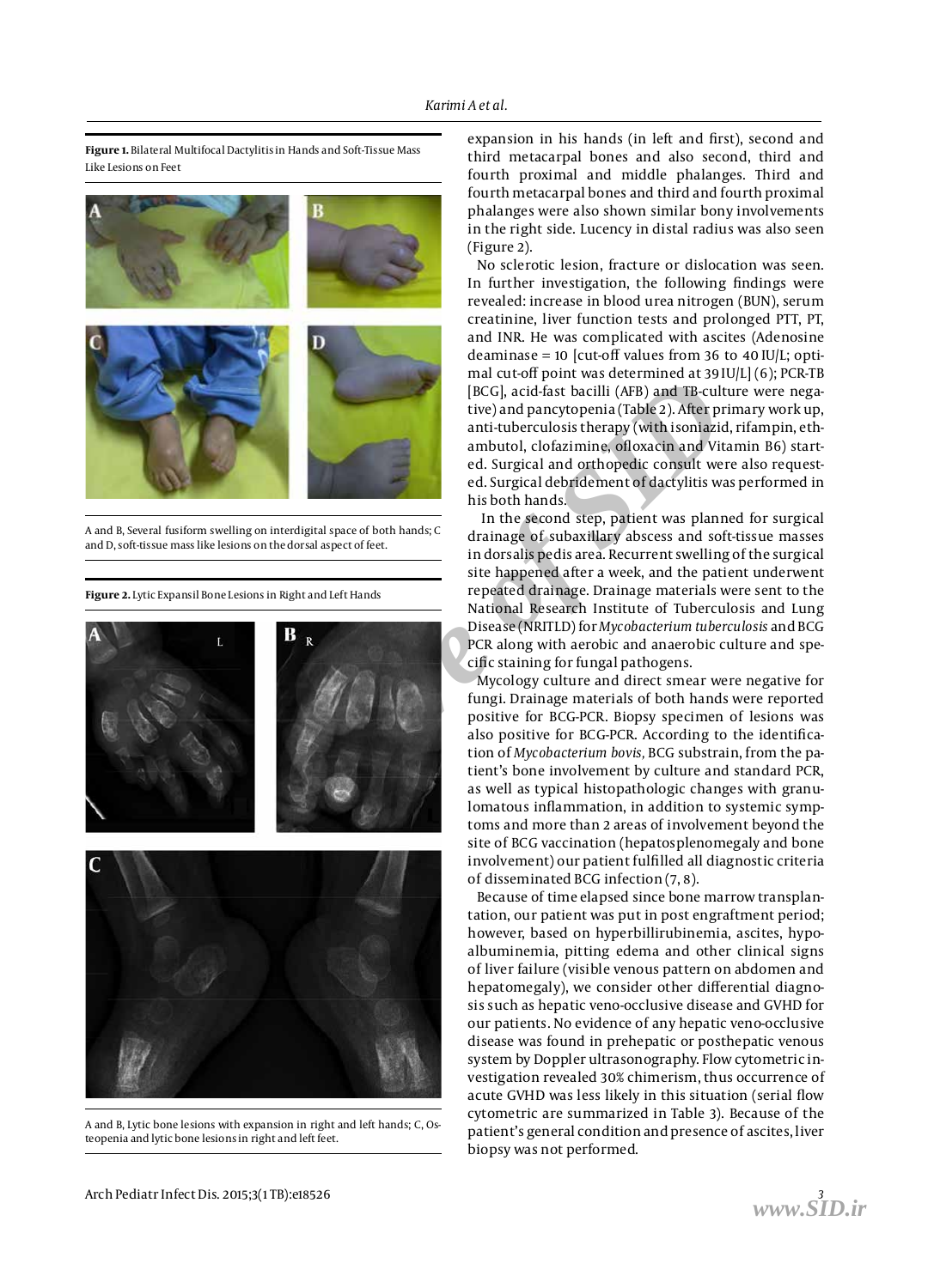**Figure 1.** Bilateral Multifocal Dactylitis in Hands and Soft-Tissue Mass Like Lesions on Feet

A and B, Several fusiform swelling on interdigital space of both hands; C and D, soft-tissue mass like lesions on the dorsal aspect of feet.

**Figure 2.** Lytic Expansil Bone Lesions in Right and Left Hands

A and B, Lytic bone lesions with expansion in right and left hands; C, Osteopenia and lytic bone lesions in right and left feet.

expansion in his hands (in left and first), second and third metacarpal bones and also second, third and fourth proximal and middle phalanges. Third and fourth metacarpal bones and third and fourth proximal phalanges were also shown similar bony involvements in the right side. Lucency in distal radius was also seen (Figure 2).

No sclerotic lesion, fracture or dislocation was seen. In further investigation, the following findings were revealed: increase in blood urea nitrogen (BUN), serum creatinine, liver function tests and prolonged PTT, PT, and INR. He was complicated with ascites (Adenosine deaminase = 10 [cut-off values from 36 to 40 IU/L; optimal cut-off point was determined at 39 IU/L] (6); PCR-TB [BCG], acid-fast bacilli (AFB) and TB-culture were negative) and pancytopenia (Table 2). After primary work up, anti-tuberculosis therapy (with isoniazid, rifampin, ethambutol, clofazimine, ofloxacin and Vitamin B6) started. Surgical and orthopedic consult were also requested. Surgical debridement of dactylitis was performed in his both hands.

In the second step, patient was planned for surgical drainage of subaxillary abscess and soft-tissue masses in dorsalis pedis area. Recurrent swelling of the surgical site happened after a week, and the patient underwent repeated drainage. Drainage materials were sent to the National Research Institute of Tuberculosis and Lung Disease (NRITLD) for *Mycobacterium tuberculosis* and BCG PCR along with aerobic and anaerobic culture and specific staining for fungal pathogens.

Mycology culture and direct smear were negative for fungi. Drainage materials of both hands were reported positive for BCG-PCR. Biopsy specimen of lesions was also positive for BCG-PCR. According to the identification of *Mycobacterium bovis,* BCG substrain, from the patient's bone involvement by culture and standard PCR, as well as typical histopathologic changes with granulomatous inflammation, in addition to systemic symptoms and more than 2 areas of involvement beyond the site of BCG vaccination (hepatosplenomegaly and bone involvement) our patient fulfilled all diagnostic criteria of disseminated BCG infection (7, 8).

Because of time elapsed since bone marrow transplantation, our patient was put in post engraftment period; however, based on hyperbillirubinemia, ascites, hypoalbuminemia, pitting edema and other clinical signs of liver failure (visible venous pattern on abdomen and hepatomegaly), we consider other differential diagnosis such as hepatic veno-occlusive disease and GVHD for our patients. No evidence of any hepatic veno-occlusive disease was found in prehepatic or posthepatic venous system by Doppler ultrasonography. Flow cytometric investigation revealed 30% chimerism, thus occurrence of acute GVHD was less likely in this situation (serial flow cytometric are summarized in Table 3). Because of the patient's general condition and presence of ascites, liver biopsy was not performed.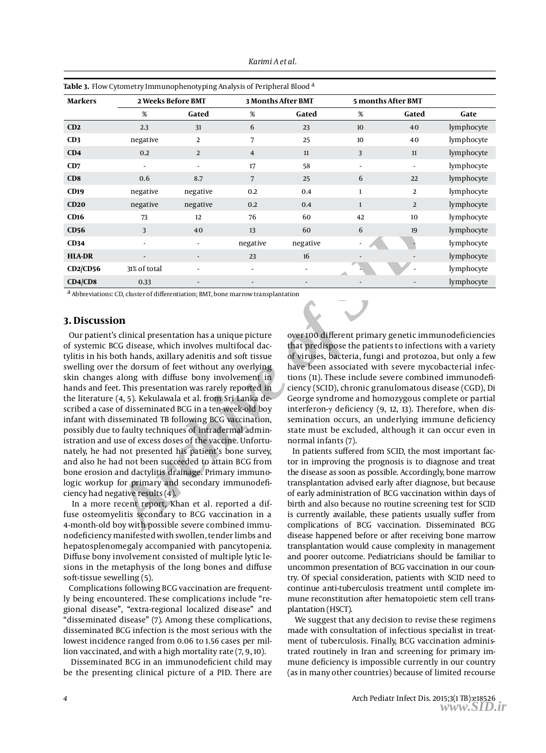**Table 3.** Flow Cytometry Immunophenotyping Analysis of Peripheral Blood [a]

| Markers | 2 Weeks Before BMT | | 3 Months After BMT | | 5 months After BMT | | |
|---|---|---|---|---|---|---|---|
| | % | Gated | % | Gated | % | Gated | Gate |
| **CD2** | 2.3 | 31 | 6 | 23 | 10 | 40 | lymphocyte |
| **CD3** | negative | 2 | 7 | 25 | 10 | 40 | lymphocyte |
| **CD4** | 0.2 | 2 | 4 | 11 | 3 | 11 | lymphocyte |
| **CD7** | - | - | 17 | 58 | - | - | lymphocyte |
| **CD8** | 0.6 | 8.7 | 7 | 25 | 6 | 22 | lymphocyte |
| **CD19** | negative | negative | 0.2 | 0.4 | 1 | 2 | lymphocyte |
| **CD20** | negative | negative | 0.2 | 0.4 | 1 | 2 | lymphocyte |
| **CD16** | 73 | 12 | 76 | 60 | 42 | 10 | lymphocyte |
| **CD56** | 3 | 40 | 13 | 60 | 6 | 19 | lymphocyte |
| **CD34** | - | - | negative | negative | - | - | lymphocyte |
| **HLA-DR** | - | - | 23 | 16 | - | - | lymphocyte |
| **CD2/CD56** | 31% of total | - | - | - | - | - | lymphocyte |
| **CD4/CD8** | 0.33 | - | - | - | - | - | lymphocyte |

[a] Abbreviations: CD, cluster of differentiation; BMT, bone marrow transplantation

## 3. Discussion

Our patient's clinical presentation has a unique picture of systemic BCG disease, which involves multifocal dactylitis in his both hands, axillary adenitis and soft tissue swelling over the dorsum of feet without any overlying skin changes along with diffuse bony involvement in hands and feet. This presentation was rarely reported in the literature (4, 5). Kekulawala et al. from Sri Lanka described a case of disseminated BCG in a ten-week-old boy infant with disseminated TB following BCG vaccination, possibly due to faulty techniques of intradermal administration and use of excess doses of the vaccine. Unfortunately, he had not presented his patient's bone survey, and also he had not been succeeded to attain BCG from bone erosion and dactylitis drainage. Primary immunologic workup for primary and secondary immunodeficiency had negative results (4).

In a more recent report, Khan et al. reported a diffuse osteomyelitis secondary to BCG vaccination in a 4-month-old boy with possible severe combined immunodeficiency manifested with swollen, tender limbs and hepatosplenomegaly accompanied with pancytopenia. Diffuse bony involvement consisted of multiple lytic lesions in the metaphysis of the long bones and diffuse soft-tissue sewelling (5).

Complications following BCG vaccination are frequently being encountered. These complications include "regional disease", "extra-regional localized disease" and "disseminated disease" (7). Among these complications, disseminated BCG infection is the most serious with the lowest incidence ranged from 0.06 to 1.56 cases per million vaccinated, and with a high mortality rate (7, 9, 10).

Disseminated BCG in an immunodeficient child may be the presenting clinical picture of a PID. There are over 100 different primary genetic immunodeficiencies that predispose the patients to infections with a variety of viruses, bacteria, fungi and protozoa, but only a few have been associated with severe mycobacterial infections (11). These include severe combined immunodeficiency (SCID), chronic granulomatous disease (CGD), Di George syndrome and homozygous complete or partial interferon-γ deficiency (9, 12, 13). Therefore, when dissemination occurs, an underlying immune deficiency state must be excluded, although it can occur even in normal infants (7).

In patients suffered from SCID, the most important factor in improving the prognosis is to diagnose and treat the disease as soon as possible. Accordingly, bone marrow transplantation advised early after diagnose, but because of early administration of BCG vaccination within days of birth and also because no routine screening test for SCID is currently available, these patients usually suffer from complications of BCG vaccination. Disseminated BCG disease happened before or after receiving bone marrow transplantation would cause complexity in management and poorer outcome. Pediatricians should be familiar to uncommon presentation of BCG vaccination in our country. Of special consideration, patients with SCID need to continue anti-tuberculosis treatment until complete immune reconstitution after hematopoietic stem cell transplantation (HSCT).

We suggest that any decision to revise these regimens made with consultation of infectious specialist in treatment of tuberculosis. Finally, BCG vaccination administrated routinely in Iran and screening for primary immune deficiency is impossible currently in our country (as in many other countries) because of limited recourse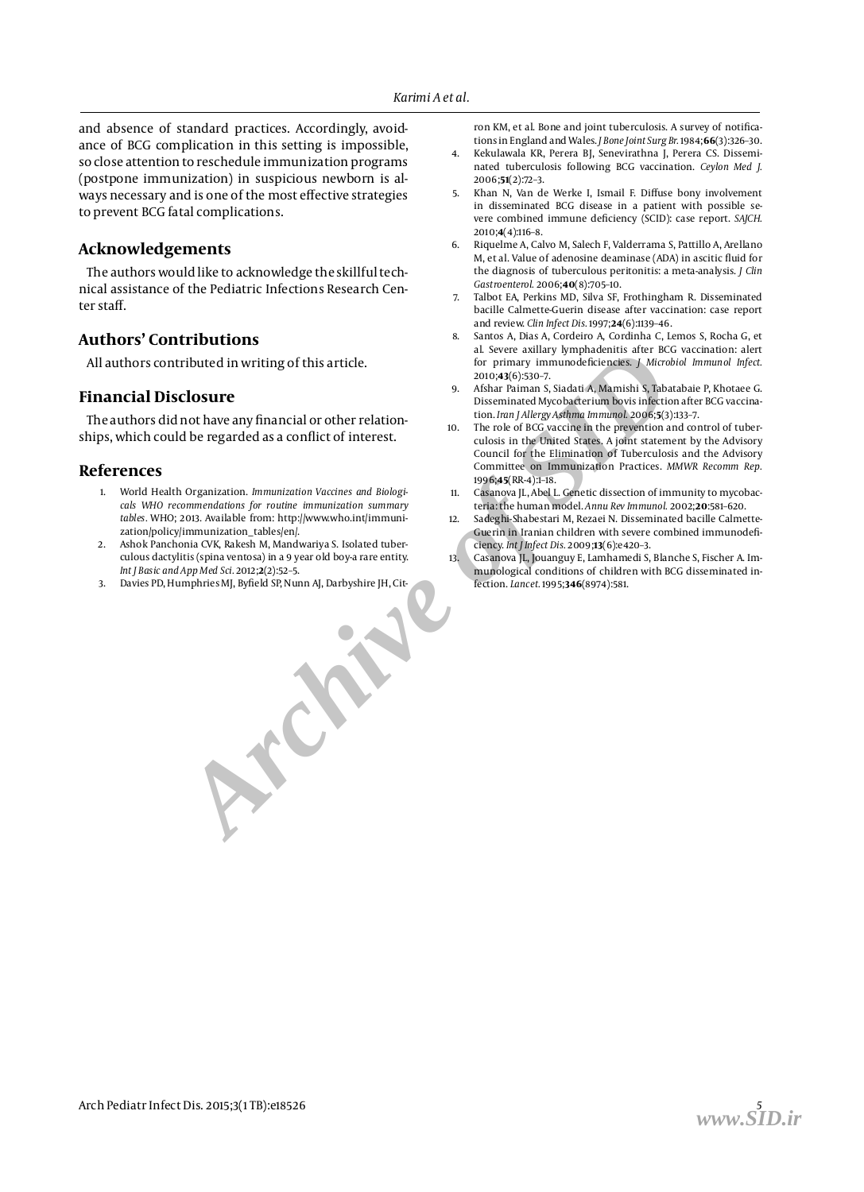and absence of standard practices. Accordingly, avoidance of BCG complication in this setting is impossible, so close attention to reschedule immunization programs (postpone immunization) in suspicious newborn is always necessary and is one of the most effective strategies to prevent BCG fatal complications.

## Acknowledgements

The authors would like to acknowledge the skillful technical assistance of the Pediatric Infections Research Center staff.

## Authors' Contributions

All authors contributed in writing of this article.

## Financial Disclosure

The authors did not have any financial or other relationships, which could be regarded as a conflict of interest.

## References

1. World Health Organization. *Immunization Vaccines and Biologicals WHO recommendations for routine immunization summary tables*. WHO; 2013. Available from: http://www.who.int/immunization/policy/immunization_tables/en/.
2. Ashok Panchonia CVK, Rakesh M, Mandwariya S. Isolated tuberculous dactylitis (spina ventosa) in a 9 year old boy-a rare entity. *Int J Basic and App Med Sci*. 2012;**2**(2):52–5.
3. Davies PD, Humphries MJ, Byfield SP, Nunn AJ, Darbyshire JH, Citron KM, et al. Bone and joint tuberculosis. A survey of notifications in England and Wales. *J Bone Joint Surg Br*. 1984;**66**(3):326–30.
4. Kekulawala KR, Perera BJ, Senevirathna J, Perera CS. Disseminated tuberculosis following BCG vaccination. *Ceylon Med J*. 2006;**51**(2):72–3.
5. Khan N, Van de Werke I, Ismail F. Diffuse bony involvement in disseminated BCG disease in a patient with possible severe combined immune deficiency (SCID): case report. *SAJCH*. 2010;**4**(4):116–8.
6. Riquelme A, Calvo M, Salech F, Valderrama S, Pattillo A, Arellano M, et al. Value of adenosine deaminase (ADA) in ascitic fluid for the diagnosis of tuberculous peritonitis: a meta-analysis. *J Clin Gastroenterol*. 2006;**40**(8):705–10.
7. Talbot EA, Perkins MD, Silva SF, Frothingham R. Disseminated bacille Calmette-Guerin disease after vaccination: case report and review. *Clin Infect Dis*. 1997;**24**(6):1139–46.
8. Santos A, Dias A, Cordeiro A, Cordinha C, Lemos S, Rocha G, et al. Severe axillary lymphadenitis after BCG vaccination: alert for primary immunodeficiencies. *J Microbiol Immunol Infect*. 2010;**43**(6):530–7.
9. Afshar Paiman S, Siadati A, Mamishi S, Tabatabaie P, Khotaee G. Disseminated Mycobacterium bovis infection after BCG vaccination. *Iran J Allergy Asthma Immunol*. 2006;**5**(3):133–7.
10. The role of BCG vaccine in the prevention and control of tuberculosis in the United States. A joint statement by the Advisory Council for the Elimination of Tuberculosis and the Advisory Committee on Immunization Practices. *MMWR Recomm Rep*. 1996;**45**(RR-4):1–18.
11. Casanova JL, Abel L. Genetic dissection of immunity to mycobacteria: the human model. *Annu Rev Immunol*. 2002;**20**:581–620.
12. Sadeghi-Shabestari M, Rezaei N. Disseminated bacille Calmette-Guerin in Iranian children with severe combined immunodeficiency. *Int J Infect Dis*. 2009;**13**(6):e420–3.
13. Casanova JL, Jouanguy E, Lamhamedi S, Blanche S, Fischer A. Immunological conditions of children with BCG disseminated infection. *Lancet*. 1995;**346**(8974):581.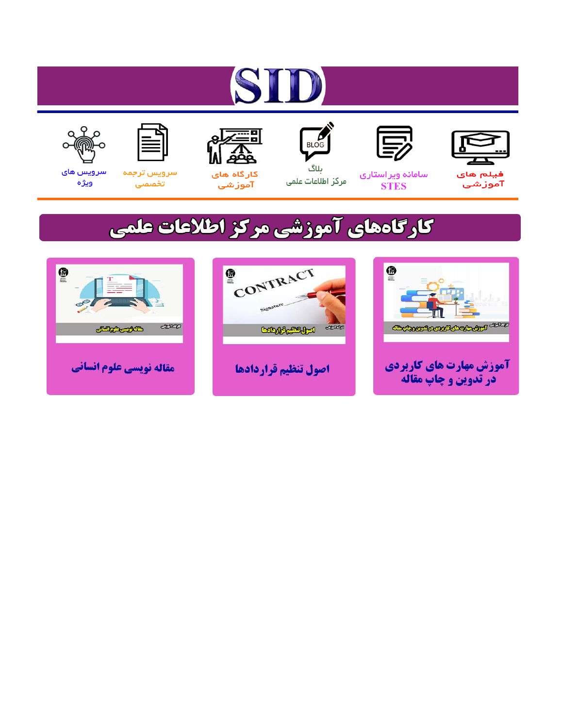# SID

فیلم های آموزشی

سامانه ویراستاری STES

بلاگ مرکز اطلاعات علمی

کارگاه های آموزشی

سرویس ترجمه تخصصی

سرویس های ویژه

## کارگاه‌های آموزشی مرکز اطلاعات علمی

آموزش مهارت های کاربردی در تدوین و چاپ مقاله

اصول تنظیم قراردادها

مقاله نویسی علوم انسانی